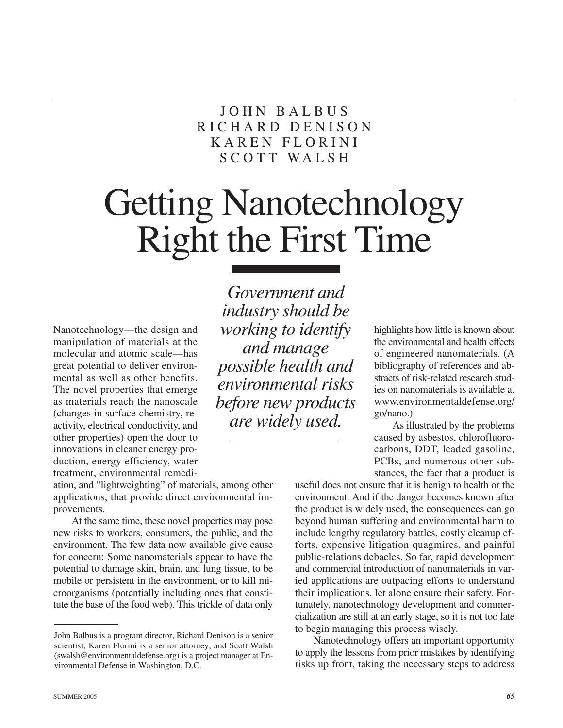JOHN BALBUS
RICHARD DENISON
KAREN FLORINI
SCOTT WALSH

# Getting Nanotechnology Right the First Time

*Government and industry should be working to identify and manage possible health and environmental risks before new products are widely used.*

Nanotechnology—the design and manipulation of materials at the molecular and atomic scale—has great potential to deliver environmental as well as other benefits. The novel properties that emerge as materials reach the nanoscale (changes in surface chemistry, reactivity, electrical conductivity, and other properties) open the door to innovations in cleaner energy production, energy efficiency, water treatment, environmental remediation, and "lightweighting" of materials, among other applications, that provide direct environmental improvements.

At the same time, these novel properties may pose new risks to workers, consumers, the public, and the environment. The few data now available give cause for concern: Some nanomaterials appear to have the potential to damage skin, brain, and lung tissue, to be mobile or persistent in the environment, or to kill microorganisms (potentially including ones that constitute the base of the food web). This trickle of data only highlights how little is known about the environmental and health effects of engineered nanomaterials. (A bibliography of references and abstracts of risk-related research studies on nanomaterials is available at www.environmentaldefense.org/go/nano.)

As illustrated by the problems caused by asbestos, chlorofluorocarbons, DDT, leaded gasoline, PCBs, and numerous other substances, the fact that a product is useful does not ensure that it is benign to health or the environment. And if the danger becomes known after the product is widely used, the consequences can go beyond human suffering and environmental harm to include lengthy regulatory battles, costly cleanup efforts, expensive litigation quagmires, and painful public-relations debacles. So far, rapid development and commercial introduction of nanomaterials in varied applications are outpacing efforts to understand their implications, let alone ensure their safety. Fortunately, nanotechnology development and commercialization are still at an early stage, so it is not too late to begin managing this process wisely.

Nanotechnology offers an important opportunity to apply the lessons from prior mistakes by identifying risks up front, taking the necessary steps to address

John Balbus is a program director, Richard Denison is a senior scientist, Karen Florini is a senior attorney, and Scott Walsh (swalsh@environmentaldefense.org) is a project manager at Environmental Defense in Washington, D.C.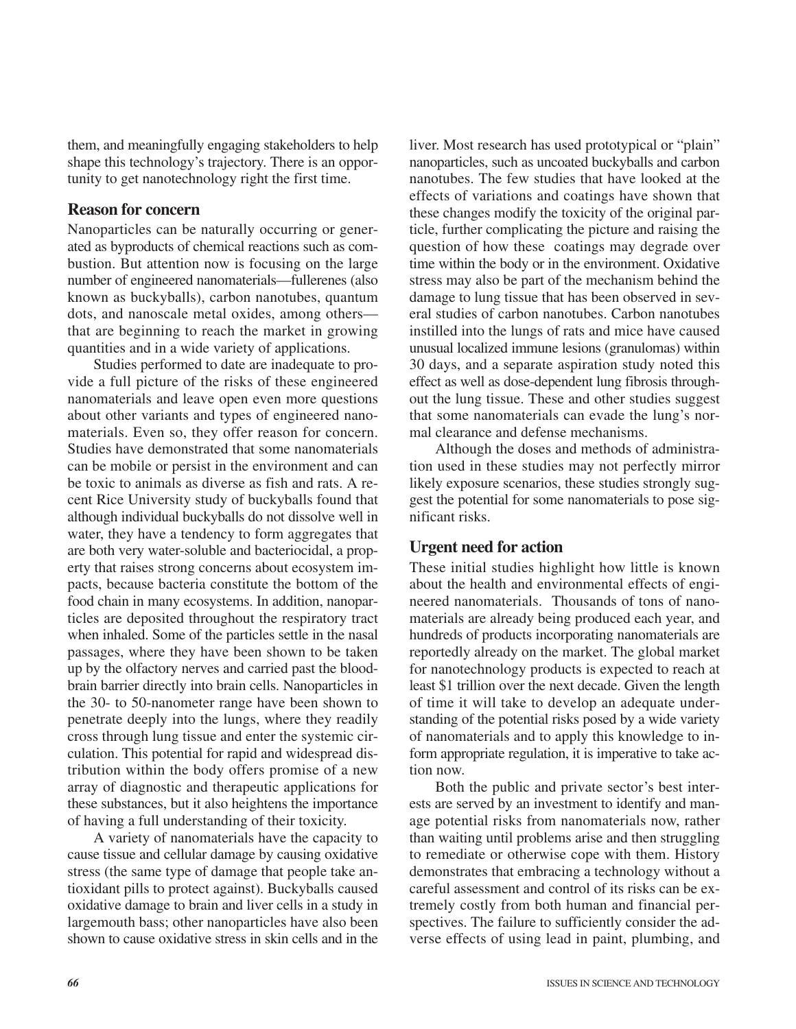them, and meaningfully engaging stakeholders to help shape this technology's trajectory. There is an opportunity to get nanotechnology right the first time.

## Reason for concern

Nanoparticles can be naturally occurring or generated as byproducts of chemical reactions such as combustion. But attention now is focusing on the large number of engineered nanomaterials—fullerenes (also known as buckyballs), carbon nanotubes, quantum dots, and nanoscale metal oxides, among others—that are beginning to reach the market in growing quantities and in a wide variety of applications.

Studies performed to date are inadequate to provide a full picture of the risks of these engineered nanomaterials and leave open even more questions about other variants and types of engineered nanomaterials. Even so, they offer reason for concern. Studies have demonstrated that some nanomaterials can be mobile or persist in the environment and can be toxic to animals as diverse as fish and rats. A recent Rice University study of buckyballs found that although individual buckyballs do not dissolve well in water, they have a tendency to form aggregates that are both very water-soluble and bacteriocidal, a property that raises strong concerns about ecosystem impacts, because bacteria constitute the bottom of the food chain in many ecosystems. In addition, nanoparticles are deposited throughout the respiratory tract when inhaled. Some of the particles settle in the nasal passages, where they have been shown to be taken up by the olfactory nerves and carried past the blood-brain barrier directly into brain cells. Nanoparticles in the 30- to 50-nanometer range have been shown to penetrate deeply into the lungs, where they readily cross through lung tissue and enter the systemic circulation. This potential for rapid and widespread distribution within the body offers promise of a new array of diagnostic and therapeutic applications for these substances, but it also heightens the importance of having a full understanding of their toxicity.

A variety of nanomaterials have the capacity to cause tissue and cellular damage by causing oxidative stress (the same type of damage that people take antioxidant pills to protect against). Buckyballs caused oxidative damage to brain and liver cells in a study in largemouth bass; other nanoparticles have also been shown to cause oxidative stress in skin cells and in the liver. Most research has used prototypical or "plain" nanoparticles, such as uncoated buckyballs and carbon nanotubes. The few studies that have looked at the effects of variations and coatings have shown that these changes modify the toxicity of the original particle, further complicating the picture and raising the question of how these coatings may degrade over time within the body or in the environment. Oxidative stress may also be part of the mechanism behind the damage to lung tissue that has been observed in several studies of carbon nanotubes. Carbon nanotubes instilled into the lungs of rats and mice have caused unusual localized immune lesions (granulomas) within 30 days, and a separate aspiration study noted this effect as well as dose-dependent lung fibrosis throughout the lung tissue. These and other studies suggest that some nanomaterials can evade the lung's normal clearance and defense mechanisms.

Although the doses and methods of administration used in these studies may not perfectly mirror likely exposure scenarios, these studies strongly suggest the potential for some nanomaterials to pose significant risks.

## Urgent need for action

These initial studies highlight how little is known about the health and environmental effects of engineered nanomaterials. Thousands of tons of nanomaterials are already being produced each year, and hundreds of products incorporating nanomaterials are reportedly already on the market. The global market for nanotechnology products is expected to reach at least $1 trillion over the next decade. Given the length of time it will take to develop an adequate understanding of the potential risks posed by a wide variety of nanomaterials and to apply this knowledge to inform appropriate regulation, it is imperative to take action now.

Both the public and private sector's best interests are served by an investment to identify and manage potential risks from nanomaterials now, rather than waiting until problems arise and then struggling to remediate or otherwise cope with them. History demonstrates that embracing a technology without a careful assessment and control of its risks can be extremely costly from both human and financial perspectives. The failure to sufficiently consider the adverse effects of using lead in paint, plumbing, and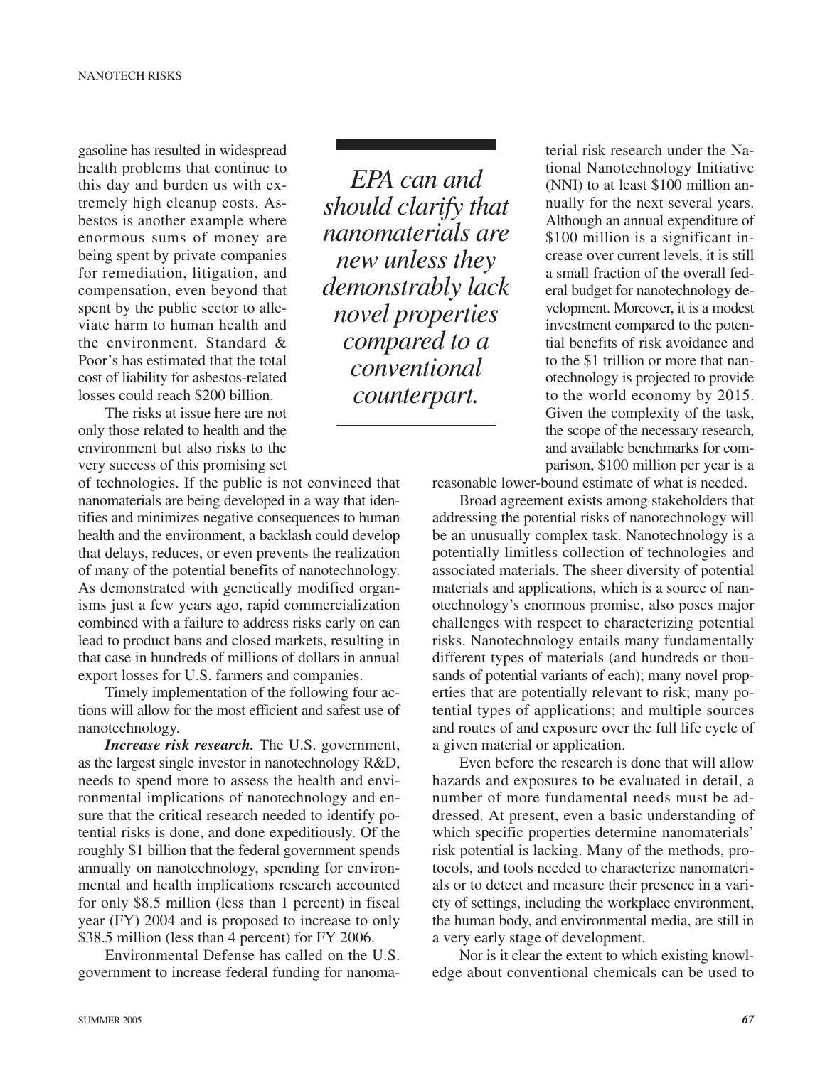gasoline has resulted in widespread health problems that continue to this day and burden us with extremely high cleanup costs. Asbestos is another example where enormous sums of money are being spent by private companies for remediation, litigation, and compensation, even beyond that spent by the public sector to alleviate harm to human health and the environment. Standard & Poor's has estimated that the total cost of liability for asbestos-related losses could reach $200 billion.

The risks at issue here are not only those related to health and the environment but also risks to the very success of this promising set of technologies. If the public is not convinced that nanomaterials are being developed in a way that identifies and minimizes negative consequences to human health and the environment, a backlash could develop that delays, reduces, or even prevents the realization of many of the potential benefits of nanotechnology. As demonstrated with genetically modified organisms just a few years ago, rapid commercialization combined with a failure to address risks early on can lead to product bans and closed markets, resulting in that case in hundreds of millions of dollars in annual export losses for U.S. farmers and companies.

Timely implementation of the following four actions will allow for the most efficient and safest use of nanotechnology.

*EPA can and should clarify that nanomaterials are new unless they demonstrably lack novel properties compared to a conventional counterpart.*

***Increase risk research.*** The U.S. government, as the largest single investor in nanotechnology R&D, needs to spend more to assess the health and environmental implications of nanotechnology and ensure that the critical research needed to identify potential risks is done, and done expeditiously. Of the roughly $1 billion that the federal government spends annually on nanotechnology, spending for environmental and health implications research accounted for only $8.5 million (less than 1 percent) in fiscal year (FY) 2004 and is proposed to increase to only $38.5 million (less than 4 percent) for FY 2006.

Environmental Defense has called on the U.S. government to increase federal funding for nanomaterial risk research under the National Nanotechnology Initiative (NNI) to at least $100 million annually for the next several years. Although an annual expenditure of $100 million is a significant increase over current levels, it is still a small fraction of the overall federal budget for nanotechnology development. Moreover, it is a modest investment compared to the potential benefits of risk avoidance and to the $1 trillion or more that nanotechnology is projected to provide to the world economy by 2015. Given the complexity of the task, the scope of the necessary research, and available benchmarks for comparison, $100 million per year is a reasonable lower-bound estimate of what is needed.

Broad agreement exists among stakeholders that addressing the potential risks of nanotechnology will be an unusually complex task. Nanotechnology is a potentially limitless collection of technologies and associated materials. The sheer diversity of potential materials and applications, which is a source of nanotechnology's enormous promise, also poses major challenges with respect to characterizing potential risks. Nanotechnology entails many fundamentally different types of materials (and hundreds or thousands of potential variants of each); many novel properties that are potentially relevant to risk; many potential types of applications; and multiple sources and routes of and exposure over the full life cycle of a given material or application.

Even before the research is done that will allow hazards and exposures to be evaluated in detail, a number of more fundamental needs must be addressed. At present, even a basic understanding of which specific properties determine nanomaterials' risk potential is lacking. Many of the methods, protocols, and tools needed to characterize nanomaterials or to detect and measure their presence in a variety of settings, including the workplace environment, the human body, and environmental media, are still in a very early stage of development.

Nor is it clear the extent to which existing knowledge about conventional chemicals can be used to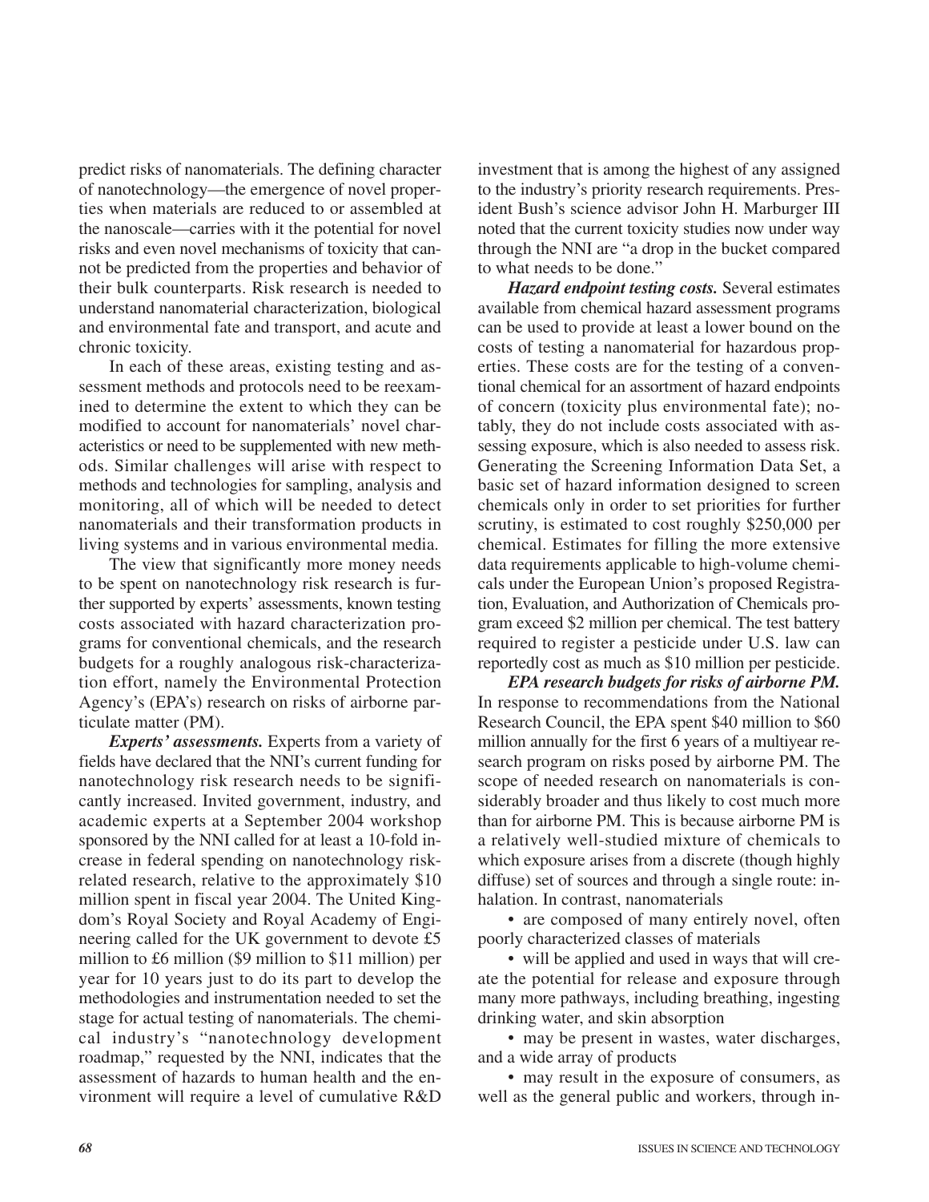predict risks of nanomaterials. The defining character of nanotechnology—the emergence of novel properties when materials are reduced to or assembled at the nanoscale—carries with it the potential for novel risks and even novel mechanisms of toxicity that cannot be predicted from the properties and behavior of their bulk counterparts. Risk research is needed to understand nanomaterial characterization, biological and environmental fate and transport, and acute and chronic toxicity.

In each of these areas, existing testing and assessment methods and protocols need to be reexamined to determine the extent to which they can be modified to account for nanomaterials' novel characteristics or need to be supplemented with new methods. Similar challenges will arise with respect to methods and technologies for sampling, analysis and monitoring, all of which will be needed to detect nanomaterials and their transformation products in living systems and in various environmental media.

The view that significantly more money needs to be spent on nanotechnology risk research is further supported by experts' assessments, known testing costs associated with hazard characterization programs for conventional chemicals, and the research budgets for a roughly analogous risk-characterization effort, namely the Environmental Protection Agency's (EPA's) research on risks of airborne particulate matter (PM).

***Experts' assessments.*** Experts from a variety of fields have declared that the NNI's current funding for nanotechnology risk research needs to be significantly increased. Invited government, industry, and academic experts at a September 2004 workshop sponsored by the NNI called for at least a 10-fold increase in federal spending on nanotechnology risk-related research, relative to the approximately $10 million spent in fiscal year 2004. The United Kingdom's Royal Society and Royal Academy of Engineering called for the UK government to devote £5 million to £6 million ($9 million to $11 million) per year for 10 years just to do its part to develop the methodologies and instrumentation needed to set the stage for actual testing of nanomaterials. The chemical industry's "nanotechnology development roadmap," requested by the NNI, indicates that the assessment of hazards to human health and the environment will require a level of cumulative R&D investment that is among the highest of any assigned to the industry's priority research requirements. President Bush's science advisor John H. Marburger III noted that the current toxicity studies now under way through the NNI are "a drop in the bucket compared to what needs to be done."

***Hazard endpoint testing costs.*** Several estimates available from chemical hazard assessment programs can be used to provide at least a lower bound on the costs of testing a nanomaterial for hazardous properties. These costs are for the testing of a conventional chemical for an assortment of hazard endpoints of concern (toxicity plus environmental fate); notably, they do not include costs associated with assessing exposure, which is also needed to assess risk. Generating the Screening Information Data Set, a basic set of hazard information designed to screen chemicals only in order to set priorities for further scrutiny, is estimated to cost roughly $250,000 per chemical. Estimates for filling the more extensive data requirements applicable to high-volume chemicals under the European Union's proposed Registration, Evaluation, and Authorization of Chemicals program exceed $2 million per chemical. The test battery required to register a pesticide under U.S. law can reportedly cost as much as $10 million per pesticide.

***EPA research budgets for risks of airborne PM.*** In response to recommendations from the National Research Council, the EPA spent $40 million to $60 million annually for the first 6 years of a multiyear research program on risks posed by airborne PM. The scope of needed research on nanomaterials is considerably broader and thus likely to cost much more than for airborne PM. This is because airborne PM is a relatively well-studied mixture of chemicals to which exposure arises from a discrete (though highly diffuse) set of sources and through a single route: inhalation. In contrast, nanomaterials

- are composed of many entirely novel, often poorly characterized classes of materials
- will be applied and used in ways that will create the potential for release and exposure through many more pathways, including breathing, ingesting drinking water, and skin absorption
- may be present in wastes, water discharges, and a wide array of products
- may result in the exposure of consumers, as well as the general public and workers, through in-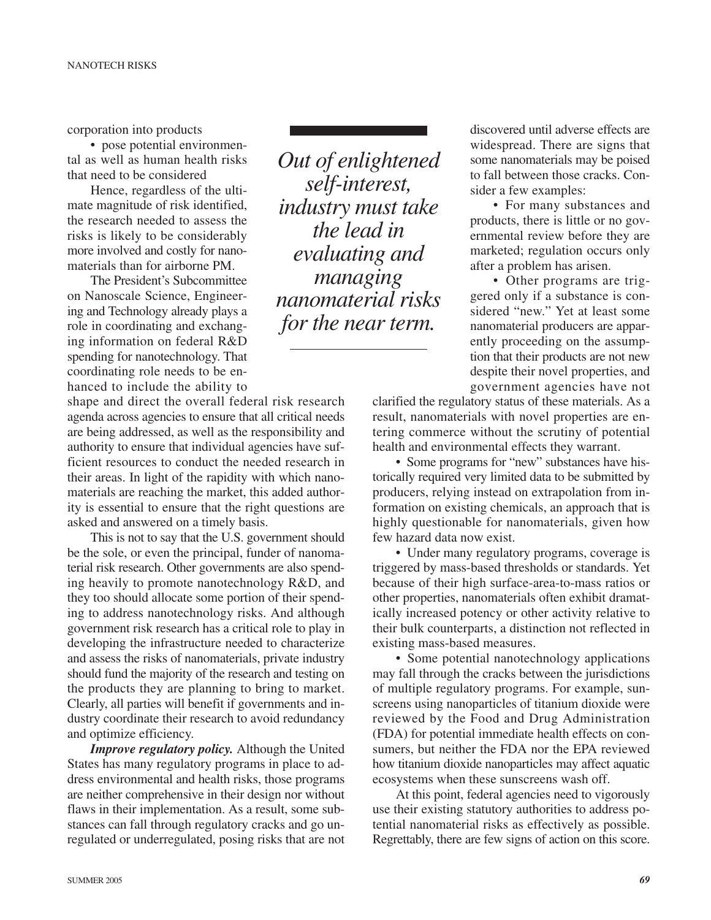corporation into products

- pose potential environmental as well as human health risks that need to be considered

Hence, regardless of the ultimate magnitude of risk identified, the research needed to assess the risks is likely to be considerably more involved and costly for nanomaterials than for airborne PM.

The President's Subcommittee on Nanoscale Science, Engineering and Technology already plays a role in coordinating and exchanging information on federal R&D spending for nanotechnology. That coordinating role needs to be enhanced to include the ability to shape and direct the overall federal risk research agenda across agencies to ensure that all critical needs are being addressed, as well as the responsibility and authority to ensure that individual agencies have sufficient resources to conduct the needed research in their areas. In light of the rapidity with which nanomaterials are reaching the market, this added authority is essential to ensure that the right questions are asked and answered on a timely basis.

This is not to say that the U.S. government should be the sole, or even the principal, funder of nanomaterial risk research. Other governments are also spending heavily to promote nanotechnology R&D, and they too should allocate some portion of their spending to address nanotechnology risks. And although government risk research has a critical role to play in developing the infrastructure needed to characterize and assess the risks of nanomaterials, private industry should fund the majority of the research and testing on the products they are planning to bring to market. Clearly, all parties will benefit if governments and industry coordinate their research to avoid redundancy and optimize efficiency.

***Improve regulatory policy.*** Although the United States has many regulatory programs in place to address environmental and health risks, those programs are neither comprehensive in their design nor without flaws in their implementation. As a result, some substances can fall through regulatory cracks and go unregulated or underregulated, posing risks that are not discovered until adverse effects are widespread. There are signs that some nanomaterials may be poised to fall between those cracks. Consider a few examples:

*Out of enlightened self-interest, industry must take the lead in evaluating and managing nanomaterial risks for the near term.*

- For many substances and products, there is little or no governmental review before they are marketed; regulation occurs only after a problem has arisen.
- Other programs are triggered only if a substance is considered "new." Yet at least some nanomaterial producers are apparently proceeding on the assumption that their products are not new despite their novel properties, and government agencies have not clarified the regulatory status of these materials. As a result, nanomaterials with novel properties are entering commerce without the scrutiny of potential health and environmental effects they warrant.
- Some programs for "new" substances have historically required very limited data to be submitted by producers, relying instead on extrapolation from information on existing chemicals, an approach that is highly questionable for nanomaterials, given how few hazard data now exist.
- Under many regulatory programs, coverage is triggered by mass-based thresholds or standards. Yet because of their high surface-area-to-mass ratios or other properties, nanomaterials often exhibit dramatically increased potency or other activity relative to their bulk counterparts, a distinction not reflected in existing mass-based measures.
- Some potential nanotechnology applications may fall through the cracks between the jurisdictions of multiple regulatory programs. For example, sunscreens using nanoparticles of titanium dioxide were reviewed by the Food and Drug Administration (FDA) for potential immediate health effects on consumers, but neither the FDA nor the EPA reviewed how titanium dioxide nanoparticles may affect aquatic ecosystems when these sunscreens wash off.

At this point, federal agencies need to vigorously use their existing statutory authorities to address potential nanomaterial risks as effectively as possible. Regrettably, there are few signs of action on this score.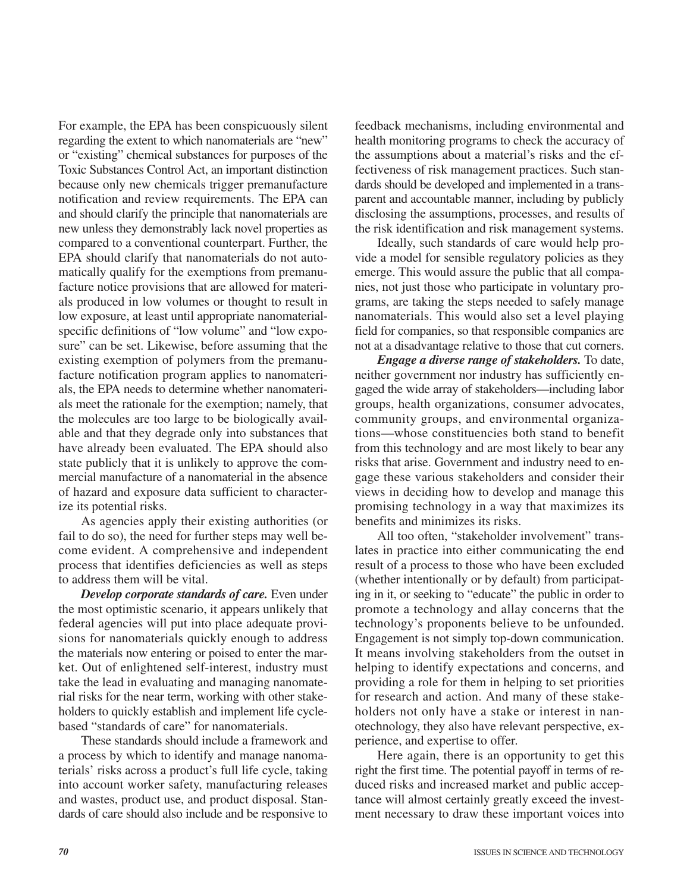For example, the EPA has been conspicuously silent regarding the extent to which nanomaterials are "new" or "existing" chemical substances for purposes of the Toxic Substances Control Act, an important distinction because only new chemicals trigger premanufacture notification and review requirements. The EPA can and should clarify the principle that nanomaterials are new unless they demonstrably lack novel properties as compared to a conventional counterpart. Further, the EPA should clarify that nanomaterials do not automatically qualify for the exemptions from premanufacture notice provisions that are allowed for materials produced in low volumes or thought to result in low exposure, at least until appropriate nanomaterial-specific definitions of "low volume" and "low exposure" can be set. Likewise, before assuming that the existing exemption of polymers from the premanufacture notification program applies to nanomaterials, the EPA needs to determine whether nanomaterials meet the rationale for the exemption; namely, that the molecules are too large to be biologically available and that they degrade only into substances that have already been evaluated. The EPA should also state publicly that it is unlikely to approve the commercial manufacture of a nanomaterial in the absence of hazard and exposure data sufficient to characterize its potential risks.

As agencies apply their existing authorities (or fail to do so), the need for further steps may well become evident. A comprehensive and independent process that identifies deficiencies as well as steps to address them will be vital.

***Develop corporate standards of care.*** Even under the most optimistic scenario, it appears unlikely that federal agencies will put into place adequate provisions for nanomaterials quickly enough to address the materials now entering or poised to enter the market. Out of enlightened self-interest, industry must take the lead in evaluating and managing nanomaterial risks for the near term, working with other stakeholders to quickly establish and implement life cycle-based "standards of care" for nanomaterials.

These standards should include a framework and a process by which to identify and manage nanomaterials' risks across a product's full life cycle, taking into account worker safety, manufacturing releases and wastes, product use, and product disposal. Standards of care should also include and be responsive to feedback mechanisms, including environmental and health monitoring programs to check the accuracy of the assumptions about a material's risks and the effectiveness of risk management practices. Such standards should be developed and implemented in a transparent and accountable manner, including by publicly disclosing the assumptions, processes, and results of the risk identification and risk management systems.

Ideally, such standards of care would help provide a model for sensible regulatory policies as they emerge. This would assure the public that all companies, not just those who participate in voluntary programs, are taking the steps needed to safely manage nanomaterials. This would also set a level playing field for companies, so that responsible companies are not at a disadvantage relative to those that cut corners.

***Engage a diverse range of stakeholders.*** To date, neither government nor industry has sufficiently engaged the wide array of stakeholders—including labor groups, health organizations, consumer advocates, community groups, and environmental organizations—whose constituencies both stand to benefit from this technology and are most likely to bear any risks that arise. Government and industry need to engage these various stakeholders and consider their views in deciding how to develop and manage this promising technology in a way that maximizes its benefits and minimizes its risks.

All too often, "stakeholder involvement" translates in practice into either communicating the end result of a process to those who have been excluded (whether intentionally or by default) from participating in it, or seeking to "educate" the public in order to promote a technology and allay concerns that the technology's proponents believe to be unfounded. Engagement is not simply top-down communication. It means involving stakeholders from the outset in helping to identify expectations and concerns, and providing a role for them in helping to set priorities for research and action. And many of these stakeholders not only have a stake or interest in nanotechnology, they also have relevant perspective, experience, and expertise to offer.

Here again, there is an opportunity to get this right the first time. The potential payoff in terms of reduced risks and increased market and public acceptance will almost certainly greatly exceed the investment necessary to draw these important voices into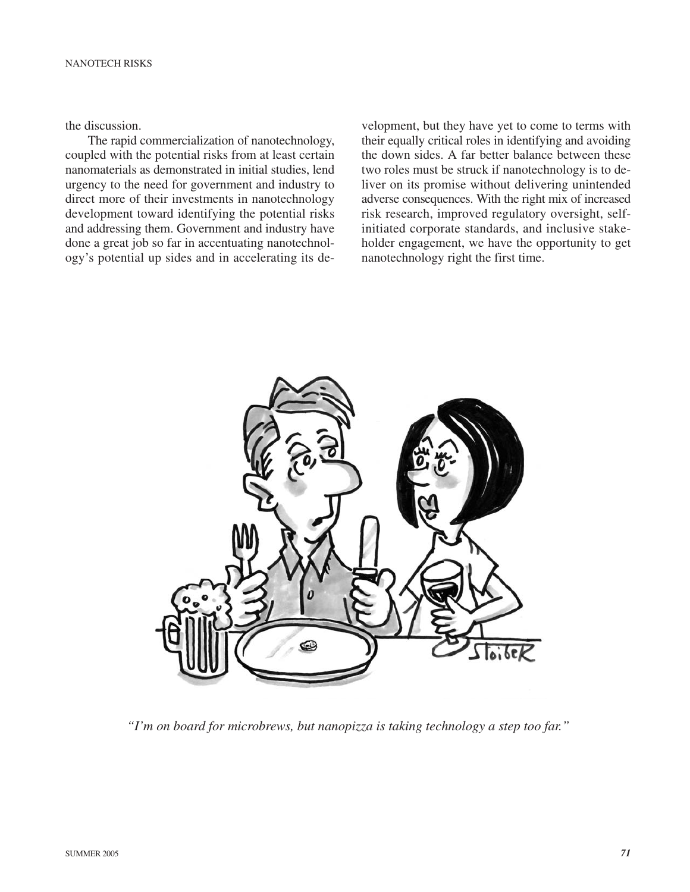the discussion.

The rapid commercialization of nanotechnology, coupled with the potential risks from at least certain nanomaterials as demonstrated in initial studies, lend urgency to the need for government and industry to direct more of their investments in nanotechnology development toward identifying the potential risks and addressing them. Government and industry have done a great job so far in accentuating nanotechnology's potential up sides and in accelerating its development, but they have yet to come to terms with their equally critical roles in identifying and avoiding the down sides. A far better balance between these two roles must be struck if nanotechnology is to deliver on its promise without delivering unintended adverse consequences. With the right mix of increased risk research, improved regulatory oversight, self-initiated corporate standards, and inclusive stakeholder engagement, we have the opportunity to get nanotechnology right the first time.

*"I'm on board for microbrews, but nanopizza is taking technology a step too far."*